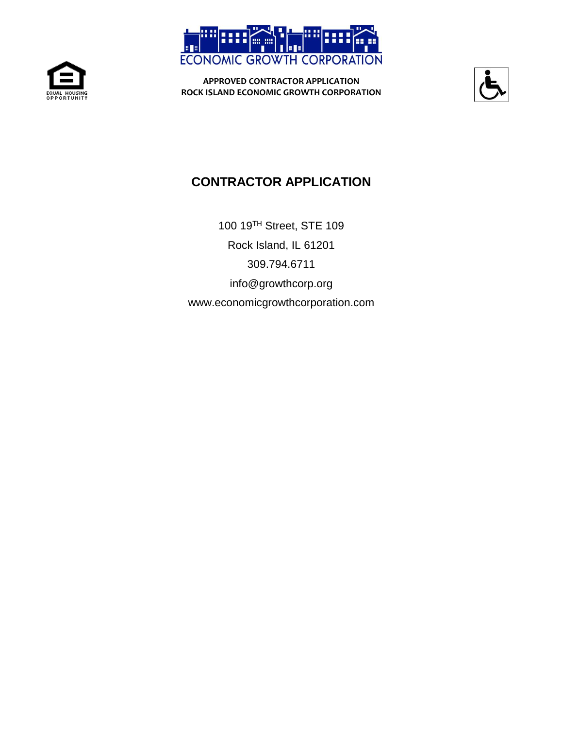ECONOMIC GROWTH CORPORATION

**APPROVED CONTRACTOR APPLICATION**
**ROCK ISLAND ECONOMIC GROWTH CORPORATION**

# CONTRACTOR APPLICATION

100 19TH Street, STE 109

Rock Island, IL 61201

309.794.6711

info@growthcorp.org

www.economicgrowthcorporation.com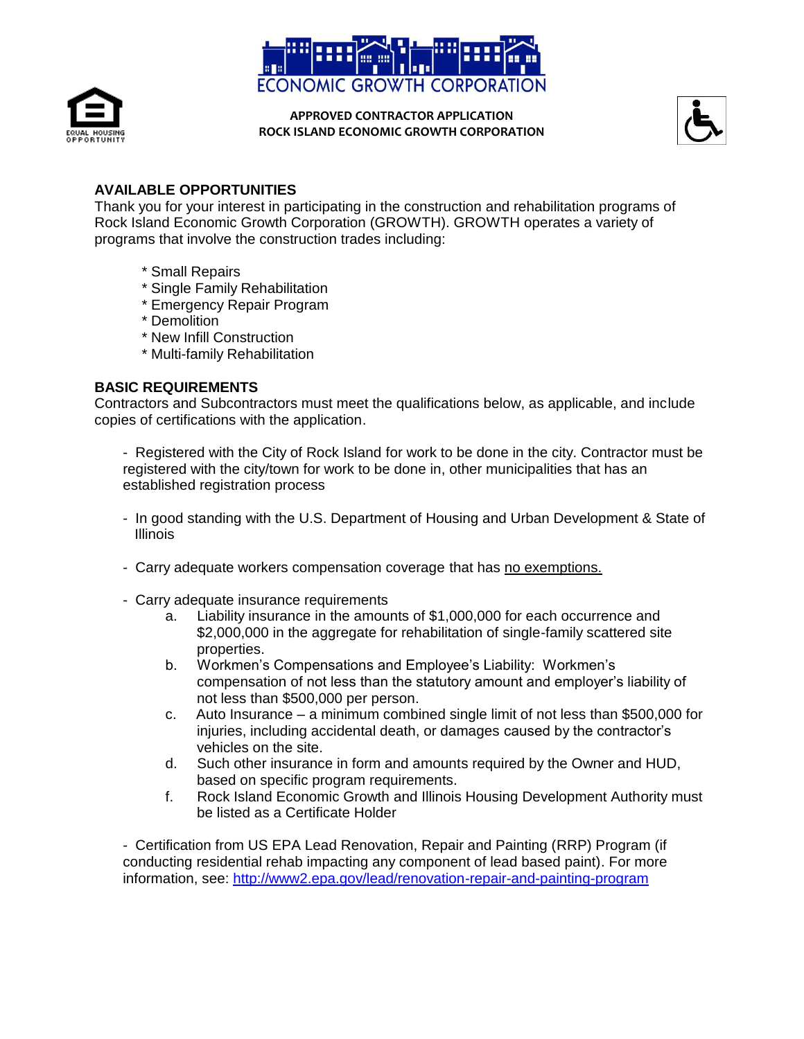ECONOMIC GROWTH CORPORATION

**APPROVED CONTRACTOR APPLICATION**
**ROCK ISLAND ECONOMIC GROWTH CORPORATION**

## AVAILABLE OPPORTUNITIES

Thank you for your interest in participating in the construction and rehabilitation programs of Rock Island Economic Growth Corporation (GROWTH). GROWTH operates a variety of programs that involve the construction trades including:

* Small Repairs
* Single Family Rehabilitation
* Emergency Repair Program
* Demolition
* New Infill Construction
* Multi-family Rehabilitation

## BASIC REQUIREMENTS

Contractors and Subcontractors must meet the qualifications below, as applicable, and include copies of certifications with the application.

- Registered with the City of Rock Island for work to be done in the city. Contractor must be registered with the city/town for work to be done in, other municipalities that has an established registration process

- In good standing with the U.S. Department of Housing and Urban Development & State of Illinois

- Carry adequate workers compensation coverage that has <u>no exemptions.</u>

- Carry adequate insurance requirements
  a. Liability insurance in the amounts of $1,000,000 for each occurrence and $2,000,000 in the aggregate for rehabilitation of single-family scattered site properties.
  b. Workmen's Compensations and Employee's Liability: Workmen's compensation of not less than the statutory amount and employer's liability of not less than $500,000 per person.
  c. Auto Insurance – a minimum combined single limit of not less than $500,000 for injuries, including accidental death, or damages caused by the contractor's vehicles on the site.
  d. Such other insurance in form and amounts required by the Owner and HUD, based on specific program requirements.
  f. Rock Island Economic Growth and Illinois Housing Development Authority must be listed as a Certificate Holder

- Certification from US EPA Lead Renovation, Repair and Painting (RRP) Program (if conducting residential rehab impacting any component of lead based paint). For more information, see: http://www2.epa.gov/lead/renovation-repair-and-painting-program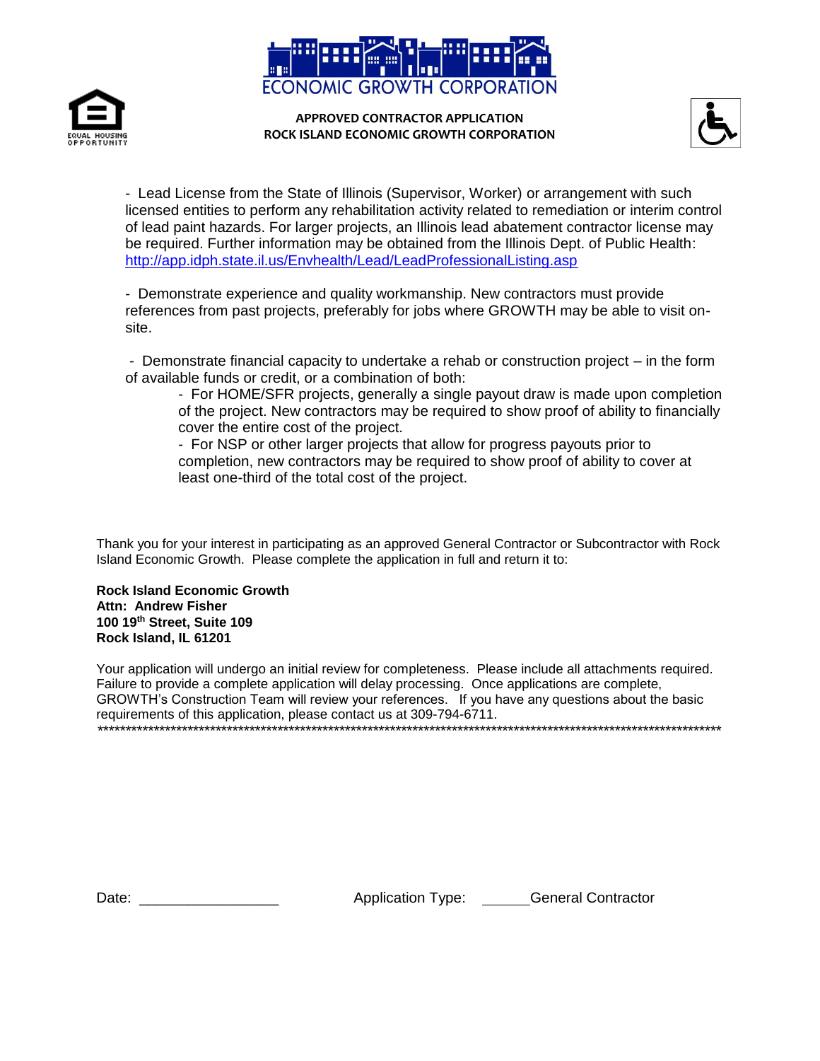**APPROVED CONTRACTOR APPLICATION**
**ROCK ISLAND ECONOMIC GROWTH CORPORATION**

- Lead License from the State of Illinois (Supervisor, Worker) or arrangement with such licensed entities to perform any rehabilitation activity related to remediation or interim control of lead paint hazards. For larger projects, an Illinois lead abatement contractor license may be required. Further information may be obtained from the Illinois Dept. of Public Health: [http://app.idph.state.il.us/Envhealth/Lead/LeadProfessionalListing.asp](http://app.idph.state.il.us/Envhealth/Lead/LeadProfessionalListing.asp)

- Demonstrate experience and quality workmanship. New contractors must provide references from past projects, preferably for jobs where GROWTH may be able to visit on-site.

- Demonstrate financial capacity to undertake a rehab or construction project – in the form of available funds or credit, or a combination of both:
  - For HOME/SFR projects, generally a single payout draw is made upon completion of the project. New contractors may be required to show proof of ability to financially cover the entire cost of the project.
  - For NSP or other larger projects that allow for progress payouts prior to completion, new contractors may be required to show proof of ability to cover at least one-third of the total cost of the project.

Thank you for your interest in participating as an approved General Contractor or Subcontractor with Rock Island Economic Growth. Please complete the application in full and return it to:

**Rock Island Economic Growth**
**Attn: Andrew Fisher**
**100 19th Street, Suite 109**
**Rock Island, IL 61201**

Your application will undergo an initial review for completeness. Please include all attachments required. Failure to provide a complete application will delay processing. Once applications are complete, GROWTH's Construction Team will review your references. If you have any questions about the basic requirements of this application, please contact us at 309-794-6711.

**************************************************************************************************************

Date: ________________ Application Type: ______General Contractor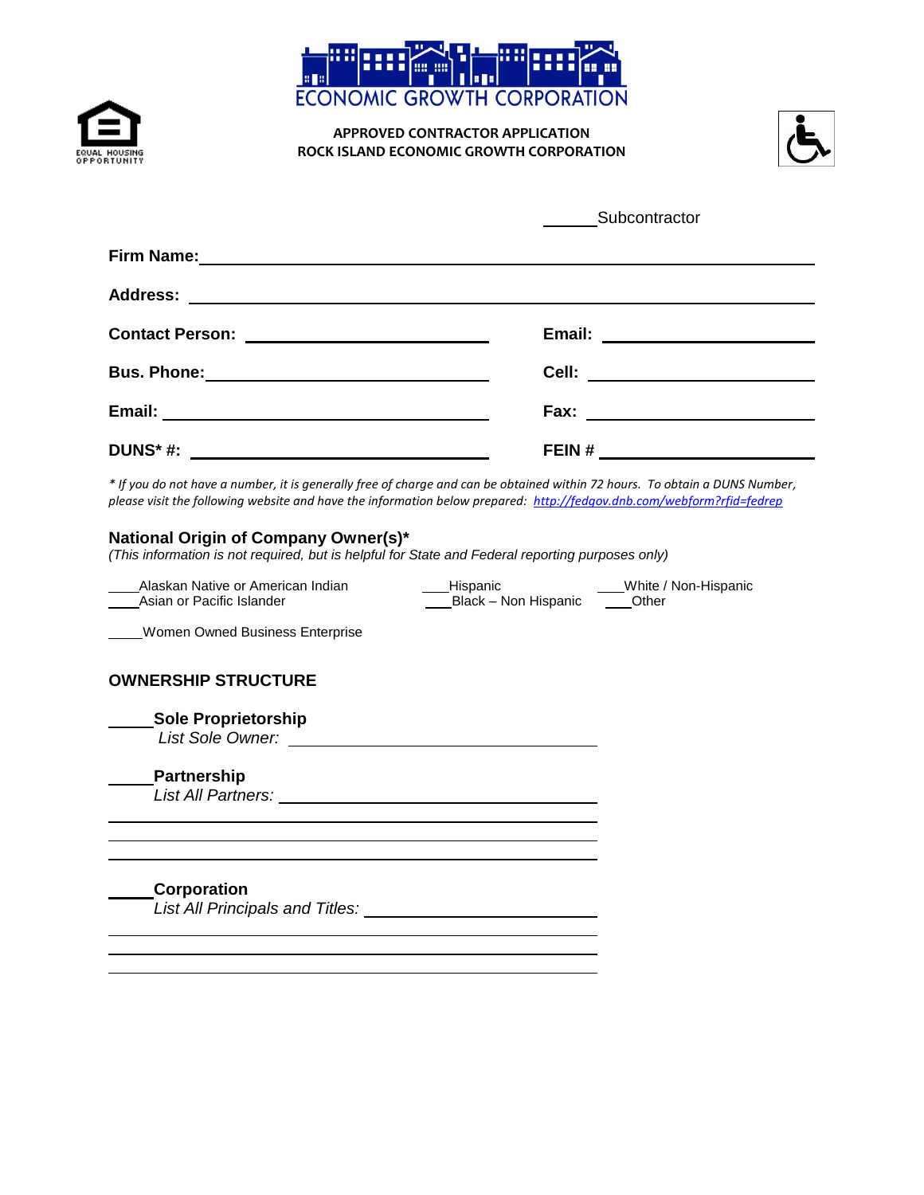ECONOMIC GROWTH CORPORATION

**APPROVED CONTRACTOR APPLICATION**
**ROCK ISLAND ECONOMIC GROWTH CORPORATION**

EQUAL HOUSING OPPORTUNITY

______ Subcontractor

**Firm Name:** ______________________________________________

**Address:** ______________________________________________

**Contact Person:** ______________________ **Email:** ______________________

**Bus. Phone:** ______________________ **Cell:** ______________________

**Email:** ______________________ **Fax:** ______________________

**DUNS* #:** ______________________ **FEIN #** ______________________

*\* If you do not have a number, it is generally free of charge and can be obtained within 72 hours. To obtain a DUNS Number, please visit the following website and have the information below prepared: http://fedgov.dnb.com/webform?rfid=fedrep*

### National Origin of Company Owner(s)*

*(This information is not required, but is helpful for State and Federal reporting purposes only)*

____Alaskan Native or American Indian
____Asian or Pacific Islander
___Hispanic
___Black – Non Hispanic
___White / Non-Hispanic
___Other

____Women Owned Business Enterprise

### OWNERSHIP STRUCTURE

_____**Sole Proprietorship**
*List Sole Owner:* ______________________________

_____**Partnership**
*List All Partners:* ______________________________
______________________________________________
______________________________________________
______________________________________________

_____**Corporation**
*List All Principals and Titles:* ______________________________
______________________________________________
______________________________________________
______________________________________________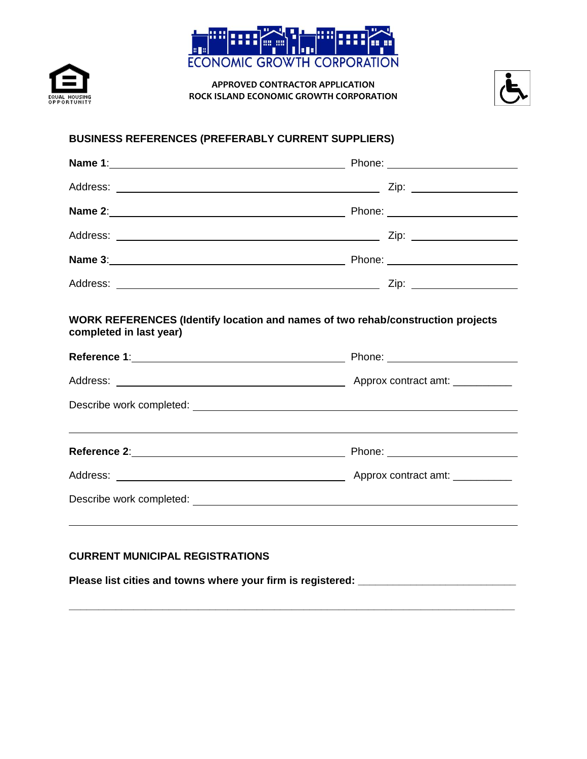ECONOMIC GROWTH CORPORATION

APPROVED CONTRACTOR APPLICATION
ROCK ISLAND ECONOMIC GROWTH CORPORATION

**BUSINESS REFERENCES (PREFERABLY CURRENT SUPPLIERS)**

**Name 1**: ______________________________ Phone: ______________________

Address: ______________________________ Zip: ______________________

**Name 2**: ______________________________ Phone: ______________________

Address: ______________________________ Zip: ______________________

**Name 3**: ______________________________ Phone: ______________________

Address: ______________________________ Zip: ______________________

**WORK REFERENCES (Identify location and names of two rehab/construction projects completed in last year)**

**Reference 1**: ______________________________ Phone: ______________________

Address: ______________________________ Approx contract amt: __________

Describe work completed: ____________________________________________

______________________________________________________________________

**Reference 2**: ______________________________ Phone: ______________________

Address: ______________________________ Approx contract amt: __________

Describe work completed: ____________________________________________

______________________________________________________________________

**CURRENT MUNICIPAL REGISTRATIONS**

**Please list cities and towns where your firm is registered:** ____________________________

______________________________________________________________________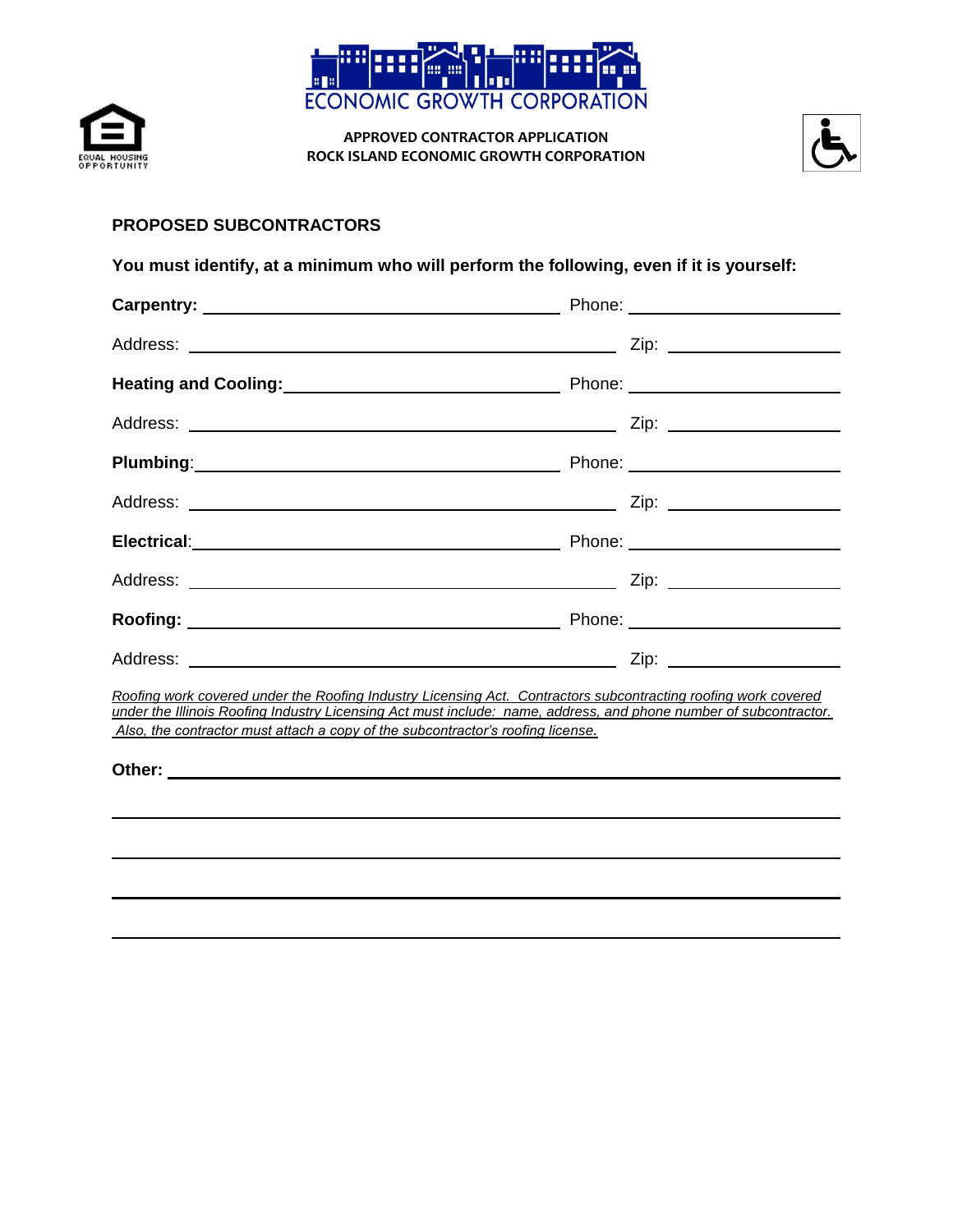ECONOMIC GROWTH CORPORATION

EQUAL HOUSING OPPORTUNITY

**APPROVED CONTRACTOR APPLICATION**
**ROCK ISLAND ECONOMIC GROWTH CORPORATION**

## PROPOSED SUBCONTRACTORS

**You must identify, at a minimum who will perform the following, even if it is yourself:**

**Carpentry:** ______________________________ Phone: ________________

Address: ______________________________ Zip: ______________

**Heating and Cooling:** ______________________________ Phone: ________________

Address: ______________________________ Zip: ______________

**Plumbing**: ______________________________ Phone: ________________

Address: ______________________________ Zip: ______________

**Electrical**: ______________________________ Phone: ________________

Address: ______________________________ Zip: ______________

**Roofing:** ______________________________ Phone: ________________

Address: ______________________________ Zip: ______________

*Roofing work covered under the Roofing Industry Licensing Act. Contractors subcontracting roofing work covered under the Illinois Roofing Industry Licensing Act must include: name, address, and phone number of subcontractor. Also, the contractor must attach a copy of the subcontractor's roofing license.*

**Other:** ____________________________________________________________

____________________________________________________________

____________________________________________________________

____________________________________________________________

____________________________________________________________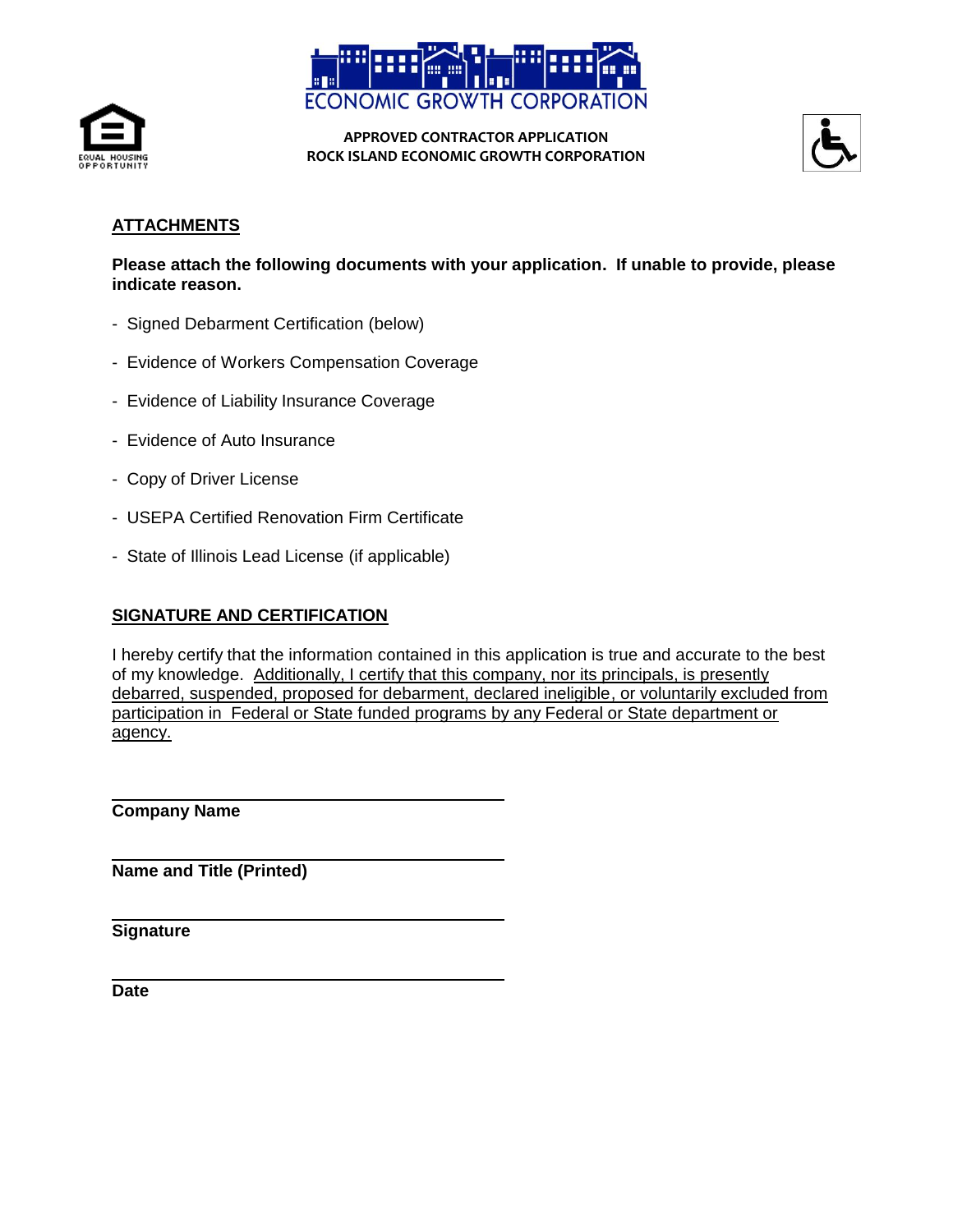ECONOMIC GROWTH CORPORATION

EQUAL HOUSING OPPORTUNITY

**APPROVED CONTRACTOR APPLICATION**
**ROCK ISLAND ECONOMIC GROWTH CORPORATION**

## ATTACHMENTS

**Please attach the following documents with your application. If unable to provide, please indicate reason.**

- Signed Debarment Certification (below)
- Evidence of Workers Compensation Coverage
- Evidence of Liability Insurance Coverage
- Evidence of Auto Insurance
- Copy of Driver License
- USEPA Certified Renovation Firm Certificate
- State of Illinois Lead License (if applicable)

## SIGNATURE AND CERTIFICATION

I hereby certify that the information contained in this application is true and accurate to the best of my knowledge. Additionally, I certify that this company, nor its principals, is presently debarred, suspended, proposed for debarment, declared ineligible, or voluntarily excluded from participation in Federal or State funded programs by any Federal or State department or agency.

______________________________
**Company Name**

______________________________
**Name and Title (Printed)**

______________________________
**Signature**

______________________________
**Date**